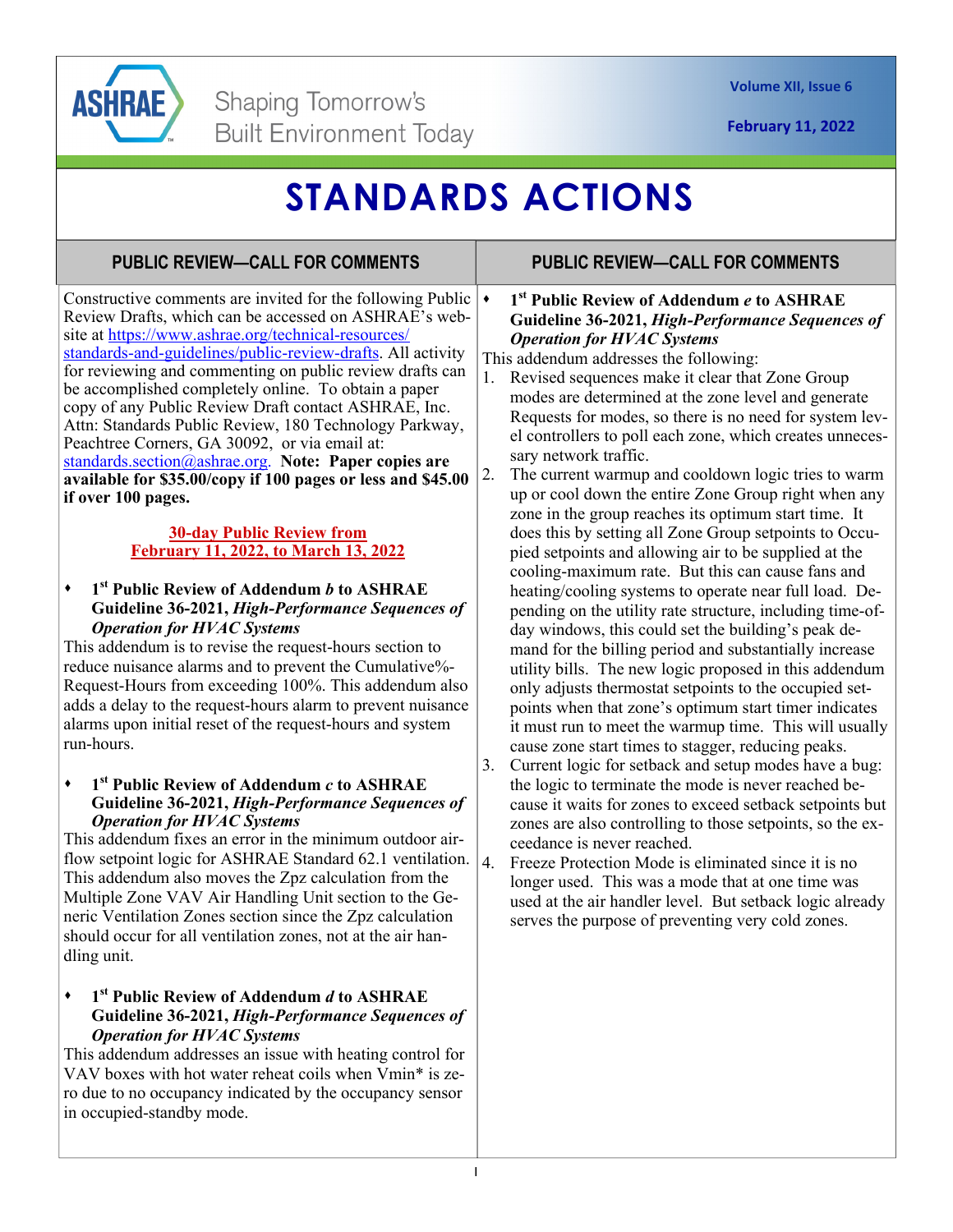# STANDARDS ACTIONS

## PUBLIC REVIEW—CALL FOR COMMENTS

Constructive comments are invited for the following Public Review Drafts, which can be accessed on ASHRAE's website at https://www.ashrae.org/technical-resources/standards-and-guidelines/public-review-drafts. All activity for reviewing and commenting on public review drafts can be accomplished completely online. To obtain a paper copy of any Public Review Draft contact ASHRAE, Inc. Attn: Standards Public Review, 180 Technology Parkway, Peachtree Corners, GA 30092, or via email at: standards.section@ashrae.org. **Note: Paper copies are available for $35.00/copy if 100 pages or less and $45.00 if over 100 pages.**

**30-day Public Review from February 11, 2022, to March 13, 2022**

- **1st Public Review of Addendum *b* to ASHRAE Guideline 36-2021, *High-Performance Sequences of Operation for HVAC Systems***

This addendum is to revise the request-hours section to reduce nuisance alarms and to prevent the Cumulative%-Request-Hours from exceeding 100%. This addendum also adds a delay to the request-hours alarm to prevent nuisance alarms upon initial reset of the request-hours and system run-hours.

- **1st Public Review of Addendum *c* to ASHRAE Guideline 36-2021, *High-Performance Sequences of Operation for HVAC Systems***

This addendum fixes an error in the minimum outdoor airflow setpoint logic for ASHRAE Standard 62.1 ventilation. This addendum also moves the Zpz calculation from the Multiple Zone VAV Air Handling Unit section to the Generic Ventilation Zones section since the Zpz calculation should occur for all ventilation zones, not at the air handling unit.

- **1st Public Review of Addendum *d* to ASHRAE Guideline 36-2021, *High-Performance Sequences of Operation for HVAC Systems***

This addendum addresses an issue with heating control for VAV boxes with hot water reheat coils when Vmin* is zero due to no occupancy indicated by the occupancy sensor in occupied-standby mode.

- **1st Public Review of Addendum *e* to ASHRAE Guideline 36-2021, *High-Performance Sequences of Operation for HVAC Systems***

This addendum addresses the following:

1. Revised sequences make it clear that Zone Group modes are determined at the zone level and generate Requests for modes, so there is no need for system level controllers to poll each zone, which creates unnecessary network traffic.
2. The current warmup and cooldown logic tries to warm up or cool down the entire Zone Group right when any zone in the group reaches its optimum start time. It does this by setting all Zone Group setpoints to Occupied setpoints and allowing air to be supplied at the cooling-maximum rate. But this can cause fans and heating/cooling systems to operate near full load. Depending on the utility rate structure, including time-of-day windows, this could set the building's peak demand for the billing period and substantially increase utility bills. The new logic proposed in this addendum only adjusts thermostat setpoints to the occupied setpoints when that zone's optimum start timer indicates it must run to meet the warmup time. This will usually cause zone start times to stagger, reducing peaks.
3. Current logic for setback and setup modes have a bug: the logic to terminate the mode is never reached because it waits for zones to exceed setback setpoints but zones are also controlling to those setpoints, so the exceedance is never reached.
4. Freeze Protection Mode is eliminated since it is no longer used. This was a mode that at one time was used at the air handler level. But setback logic already serves the purpose of preventing very cold zones.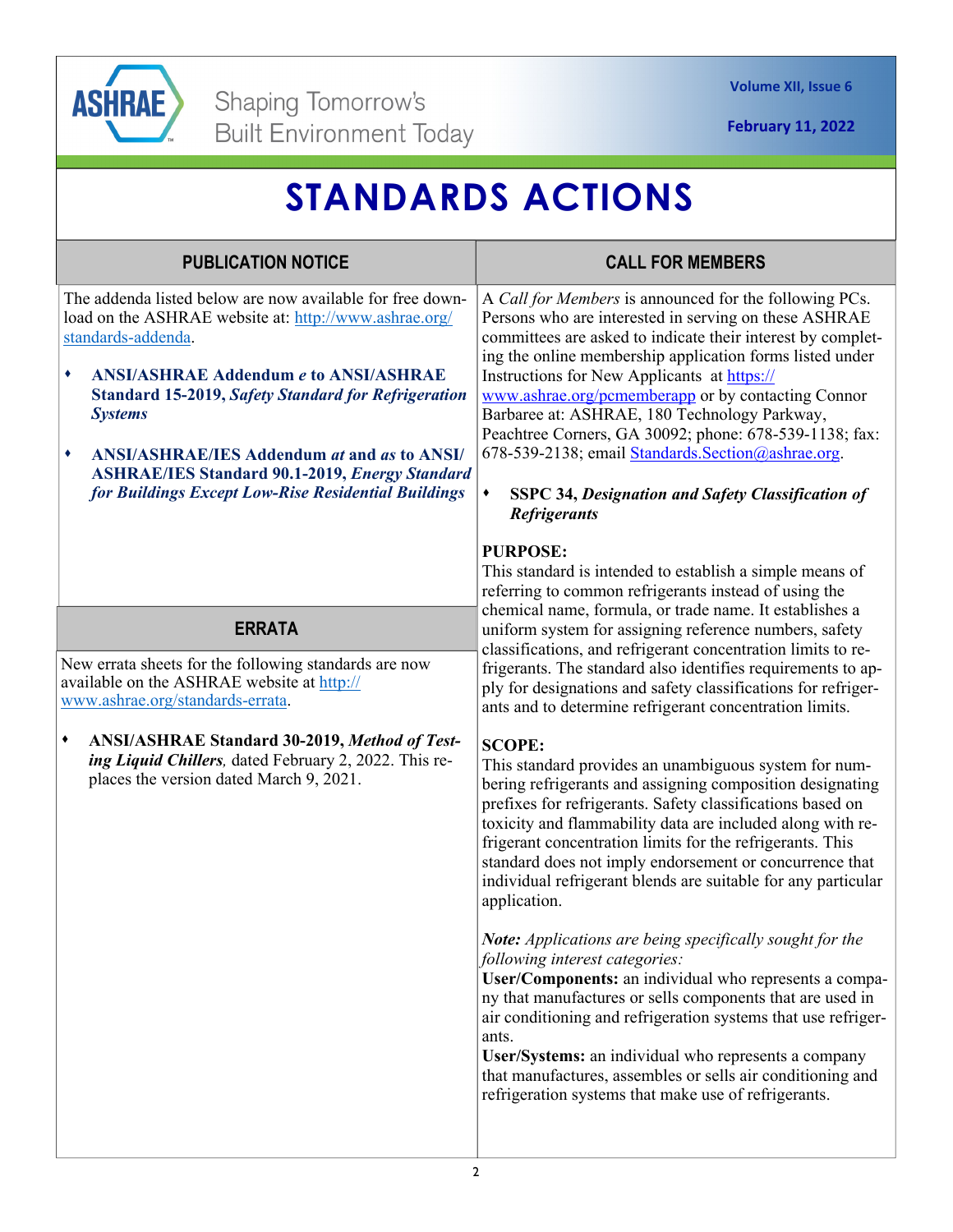# STANDARDS ACTIONS

## PUBLICATION NOTICE

The addenda listed below are now available for free download on the ASHRAE website at: http://www.ashrae.org/standards-addenda.

- **ANSI/ASHRAE Addendum *e* to ANSI/ASHRAE Standard 15-2019, *Safety Standard for Refrigeration Systems***
- **ANSI/ASHRAE/IES Addendum *at* and *as* to ANSI/ASHRAE/IES Standard 90.1-2019, *Energy Standard for Buildings Except Low-Rise Residential Buildings***

## ERRATA

New errata sheets for the following standards are now available on the ASHRAE website at http://www.ashrae.org/standards-errata.

- **ANSI/ASHRAE Standard 30-2019, *Method of Testing Liquid Chillers*,** dated February 2, 2022. This replaces the version dated March 9, 2021.

## CALL FOR MEMBERS

A *Call for Members* is announced for the following PCs. Persons who are interested in serving on these ASHRAE committees are asked to indicate their interest by completing the online membership application forms listed under Instructions for New Applicants at https://www.ashrae.org/pcmemberapp or by contacting Connor Barbaree at: ASHRAE, 180 Technology Parkway, Peachtree Corners, GA 30092; phone: 678-539-1138; fax: 678-539-2138; email Standards.Section@ashrae.org.

- **SSPC 34, *Designation and Safety Classification of Refrigerants***

**PURPOSE:**
This standard is intended to establish a simple means of referring to common refrigerants instead of using the chemical name, formula, or trade name. It establishes a uniform system for assigning reference numbers, safety classifications, and refrigerant concentration limits to refrigerants. The standard also identifies requirements to apply for designations and safety classifications for refrigerants and to determine refrigerant concentration limits.

**SCOPE:**
This standard provides an unambiguous system for numbering refrigerants and assigning composition designating prefixes for refrigerants. Safety classifications based on toxicity and flammability data are included along with refrigerant concentration limits for the refrigerants. This standard does not imply endorsement or concurrence that individual refrigerant blends are suitable for any particular application.

***Note:*** *Applications are being specifically sought for the following interest categories:*
**User/Components:** an individual who represents a company that manufactures or sells components that are used in air conditioning and refrigeration systems that use refrigerants.
**User/Systems:** an individual who represents a company that manufactures, assembles or sells air conditioning and refrigeration systems that make use of refrigerants.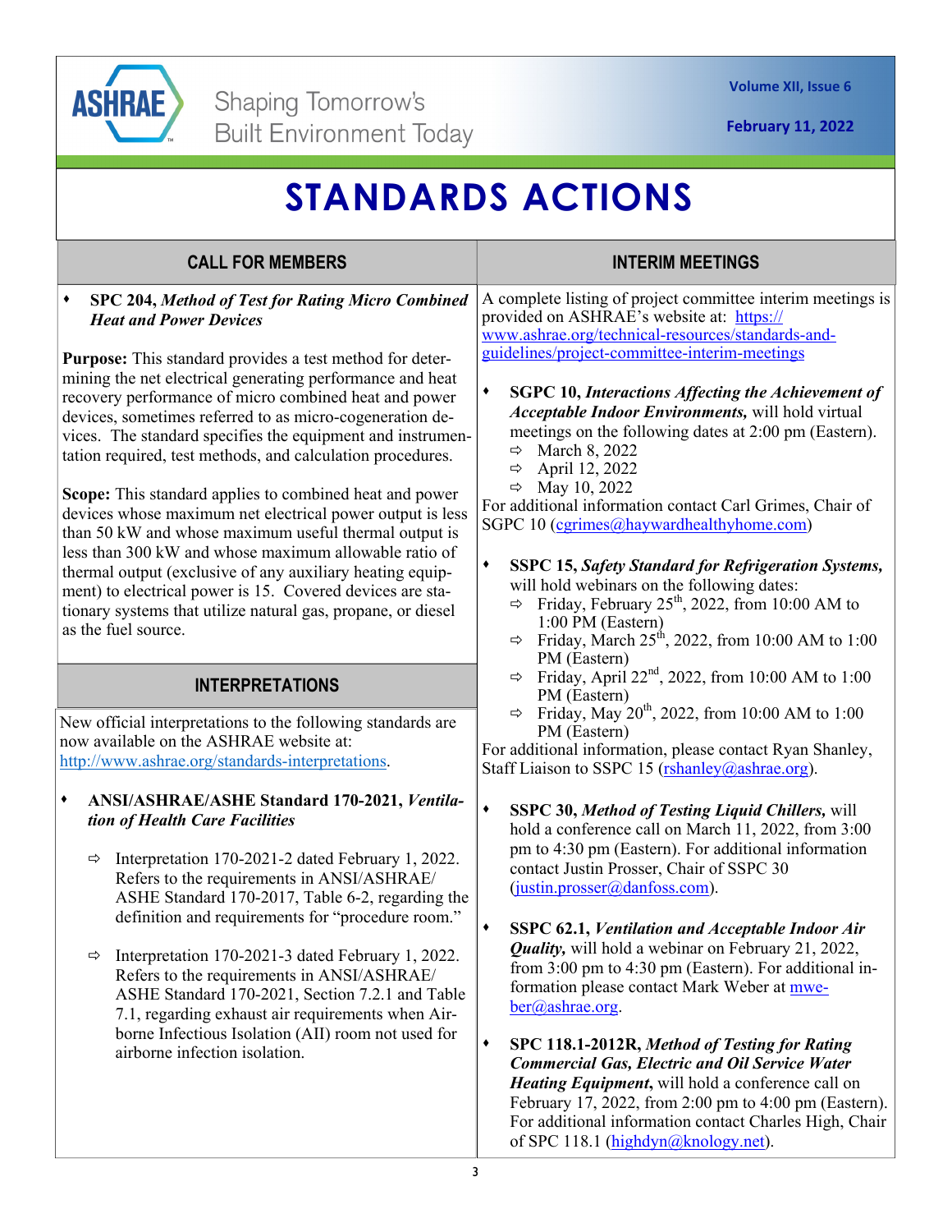# STANDARDS ACTIONS

## CALL FOR MEMBERS

- **SPC 204, *Method of Test for Rating Micro Combined Heat and Power Devices***

**Purpose:** This standard provides a test method for determining the net electrical generating performance and heat recovery performance of micro combined heat and power devices, sometimes referred to as micro-cogeneration devices. The standard specifies the equipment and instrumentation required, test methods, and calculation procedures.

**Scope:** This standard applies to combined heat and power devices whose maximum net electrical power output is less than 50 kW and whose maximum useful thermal output is less than 300 kW and whose maximum allowable ratio of thermal output (exclusive of any auxiliary heating equipment) to electrical power is 15. Covered devices are stationary systems that utilize natural gas, propane, or diesel as the fuel source.

## INTERPRETATIONS

New official interpretations to the following standards are now available on the ASHRAE website at: http://www.ashrae.org/standards-interpretations.

- **ANSI/ASHRAE/ASHE Standard 170-2021, *Ventilation of Health Care Facilities***
  - Interpretation 170-2021-2 dated February 1, 2022. Refers to the requirements in ANSI/ASHRAE/ASHE Standard 170-2017, Table 6-2, regarding the definition and requirements for "procedure room."
  - Interpretation 170-2021-3 dated February 1, 2022. Refers to the requirements in ANSI/ASHRAE/ASHE Standard 170-2021, Section 7.2.1 and Table 7.1, regarding exhaust air requirements when Airborne Infectious Isolation (AII) room not used for airborne infection isolation.

## INTERIM MEETINGS

A complete listing of project committee interim meetings is provided on ASHRAE's website at: https://www.ashrae.org/technical-resources/standards-and-guidelines/project-committee-interim-meetings

- **SGPC 10, *Interactions Affecting the Achievement of Acceptable Indoor Environments,*** will hold virtual meetings on the following dates at 2:00 pm (Eastern).
  - March 8, 2022
  - April 12, 2022
  - May 10, 2022

For additional information contact Carl Grimes, Chair of SGPC 10 (cgrimes@haywardhealthyhome.com)

- **SSPC 15, *Safety Standard for Refrigeration Systems,*** will hold webinars on the following dates:
  - Friday, February 25th, 2022, from 10:00 AM to 1:00 PM (Eastern)
  - Friday, March 25th, 2022, from 10:00 AM to 1:00 PM (Eastern)
  - Friday, April 22nd, 2022, from 10:00 AM to 1:00 PM (Eastern)
  - Friday, May 20th, 2022, from 10:00 AM to 1:00 PM (Eastern)

For additional information, please contact Ryan Shanley, Staff Liaison to SSPC 15 (rshanley@ashrae.org).

- **SSPC 30, *Method of Testing Liquid Chillers,*** will hold a conference call on March 11, 2022, from 3:00 pm to 4:30 pm (Eastern). For additional information contact Justin Prosser, Chair of SSPC 30 (justin.prosser@danfoss.com).

- **SSPC 62.1, *Ventilation and Acceptable Indoor Air Quality,*** will hold a webinar on February 21, 2022, from 3:00 pm to 4:30 pm (Eastern). For additional information please contact Mark Weber at mweber@ashrae.org.

- **SPC 118.1-2012R, *Method of Testing for Rating Commercial Gas, Electric and Oil Service Water Heating Equipment*,** will hold a conference call on February 17, 2022, from 2:00 pm to 4:00 pm (Eastern). For additional information contact Charles High, Chair of SPC 118.1 (highdyn@knology.net).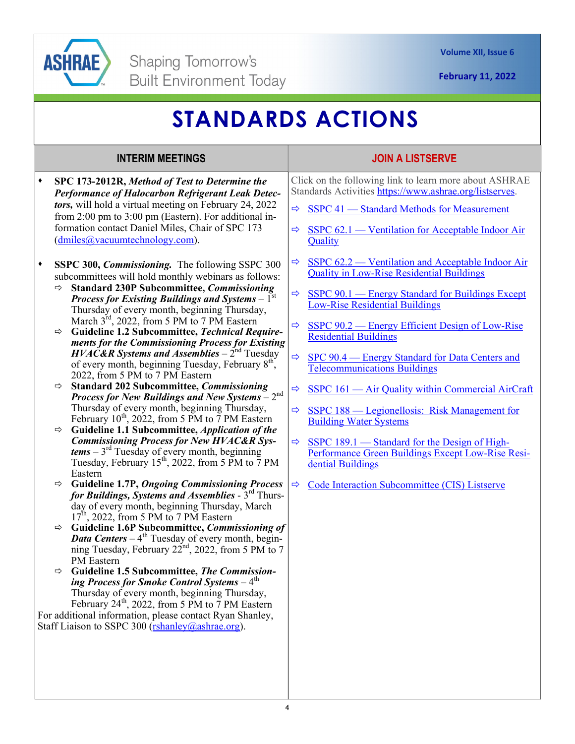# STANDARDS ACTIONS

## INTERIM MEETINGS

- **SPC 173-2012R, *Method of Test to Determine the Performance of Halocarbon Refrigerant Leak Detectors,*** will hold a virtual meeting on February 24, 2022 from 2:00 pm to 3:00 pm (Eastern). For additional information contact Daniel Miles, Chair of SPC 173 (dmiles@vacuumtechnology.com).

- **SSPC 300, *Commissioning.*** The following SSPC 300 subcommittees will hold monthly webinars as follows:
  - **Standard 230P Subcommittee, *Commissioning Process for Existing Buildings and Systems*** – 1st Thursday of every month, beginning Thursday, March 3rd, 2022, from 5 PM to 7 PM Eastern
  - **Guideline 1.2 Subcommittee, *Technical Requirements for the Commissioning Process for Existing HVAC&R Systems and Assemblies*** – 2nd Tuesday of every month, beginning Tuesday, February 8th, 2022, from 5 PM to 7 PM Eastern
  - **Standard 202 Subcommittee, *Commissioning Process for New Buildings and New Systems*** – 2nd Thursday of every month, beginning Thursday, February 10th, 2022, from 5 PM to 7 PM Eastern
  - **Guideline 1.1 Subcommittee, *Application of the Commissioning Process for New HVAC&R Systems*** – 3rd Tuesday of every month, beginning Tuesday, February 15th, 2022, from 5 PM to 7 PM Eastern
  - **Guideline 1.7P, *Ongoing Commissioning Process for Buildings, Systems and Assemblies*** - 3rd Thursday of every month, beginning Thursday, March 17th, 2022, from 5 PM to 7 PM Eastern
  - **Guideline 1.6P Subcommittee, *Commissioning of Data Centers*** – 4th Tuesday of every month, beginning Tuesday, February 22nd, 2022, from 5 PM to 7 PM Eastern
  - **Guideline 1.5 Subcommittee, *The Commissioning Process for Smoke Control Systems*** – 4th Thursday of every month, beginning Thursday, February 24th, 2022, from 5 PM to 7 PM Eastern

For additional information, please contact Ryan Shanley, Staff Liaison to SSPC 300 (rshanley@ashrae.org).

## JOIN A LISTSERVE

Click on the following link to learn more about ASHRAE Standards Activities https://www.ashrae.org/listserves.

- SSPC 41 — Standard Methods for Measurement
- SSPC 62.1 — Ventilation for Acceptable Indoor Air Quality
- SSPC 62.2 — Ventilation and Acceptable Indoor Air Quality in Low-Rise Residential Buildings
- SSPC 90.1 — Energy Standard for Buildings Except Low-Rise Residential Buildings
- SSPC 90.2 — Energy Efficient Design of Low-Rise Residential Buildings
- SPC 90.4 — Energy Standard for Data Centers and Telecommunications Buildings
- SSPC 161 — Air Quality within Commercial AirCraft
- SSPC 188 — Legionellosis: Risk Management for Building Water Systems
- SSPC 189.1 — Standard for the Design of High-Performance Green Buildings Except Low-Rise Residential Buildings
- Code Interaction Subcommittee (CIS) Listserve